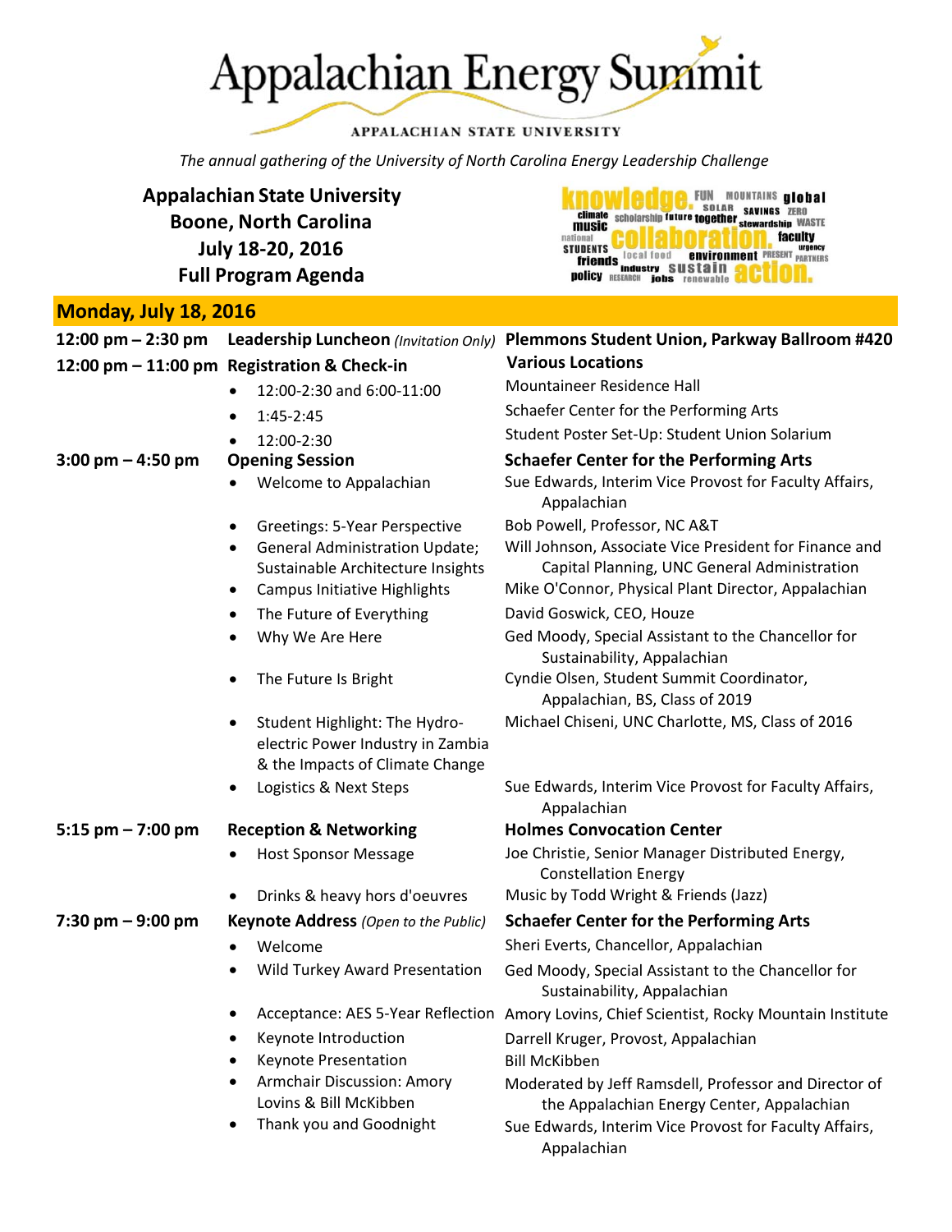# Appalachian Energy Summit

APPALACHIAN STATE UNIVERSITY

*The annual gathering of the University of North Carolina Energy Leadership Challenge*

**Appalachian State University**
**Boone, North Carolina**
**July 18-20, 2016**
**Full Program Agenda**

## Monday, July 18, 2016

| Time | Event | Location / Speaker |
|---|---|---|
| **12:00 pm – 2:30 pm** | **Leadership Luncheon** *(Invitation Only)* | **Plemmons Student Union, Parkway Ballroom #420** |
| **12:00 pm – 11:00 pm** | **Registration & Check-in** | **Various Locations** |
| | • 12:00-2:30 and 6:00-11:00 | Mountaineer Residence Hall |
| | • 1:45-2:45 | Schaefer Center for the Performing Arts |
| | • 12:00-2:30 | Student Poster Set-Up: Student Union Solarium |
| **3:00 pm – 4:50 pm** | **Opening Session** | **Schaefer Center for the Performing Arts** |
| | • Welcome to Appalachian | Sue Edwards, Interim Vice Provost for Faculty Affairs, Appalachian |
| | • Greetings: 5-Year Perspective | Bob Powell, Professor, NC A&T |
| | • General Administration Update; Sustainable Architecture Insights | Will Johnson, Associate Vice President for Finance and Capital Planning, UNC General Administration |
| | • Campus Initiative Highlights | Mike O'Connor, Physical Plant Director, Appalachian |
| | • The Future of Everything | David Goswick, CEO, Houze |
| | • Why We Are Here | Ged Moody, Special Assistant to the Chancellor for Sustainability, Appalachian |
| | • The Future Is Bright | Cyndie Olsen, Student Summit Coordinator, Appalachian, BS, Class of 2019 |
| | • Student Highlight: The Hydro-electric Power Industry in Zambia & the Impacts of Climate Change | Michael Chiseni, UNC Charlotte, MS, Class of 2016 |
| | • Logistics & Next Steps | Sue Edwards, Interim Vice Provost for Faculty Affairs, Appalachian |
| **5:15 pm – 7:00 pm** | **Reception & Networking** | **Holmes Convocation Center** |
| | • Host Sponsor Message | Joe Christie, Senior Manager Distributed Energy, Constellation Energy |
| | • Drinks & heavy hors d'oeuvres | Music by Todd Wright & Friends (Jazz) |
| **7:30 pm – 9:00 pm** | **Keynote Address** *(Open to the Public)* | **Schaefer Center for the Performing Arts** |
| | • Welcome | Sheri Everts, Chancellor, Appalachian |
| | • Wild Turkey Award Presentation | Ged Moody, Special Assistant to the Chancellor for Sustainability, Appalachian |
| | • Acceptance: AES 5-Year Reflection | Amory Lovins, Chief Scientist, Rocky Mountain Institute |
| | • Keynote Introduction | Darrell Kruger, Provost, Appalachian |
| | • Keynote Presentation | Bill McKibben |
| | • Armchair Discussion: Amory Lovins & Bill McKibben | Moderated by Jeff Ramsdell, Professor and Director of the Appalachian Energy Center, Appalachian |
| | • Thank you and Goodnight | Sue Edwards, Interim Vice Provost for Faculty Affairs, Appalachian |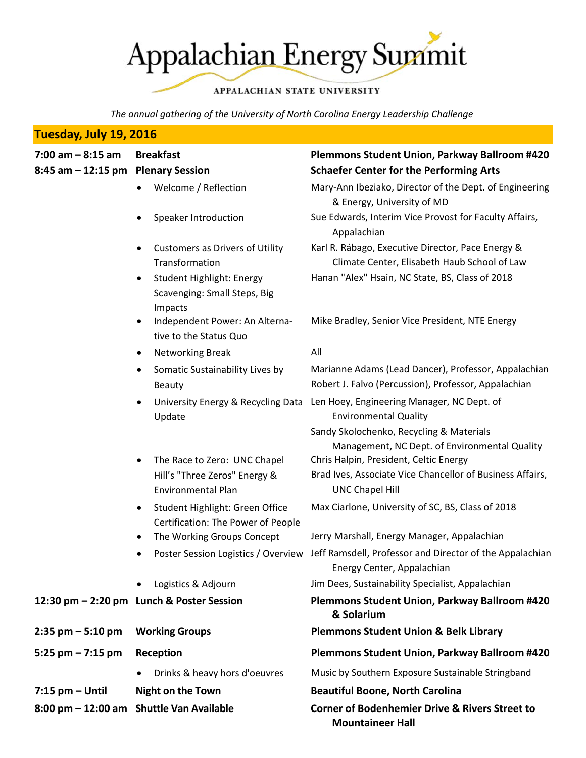# Appalachian Energy Summit

APPALACHIAN STATE UNIVERSITY

*The annual gathering of the University of North Carolina Energy Leadership Challenge*

## Tuesday, July 19, 2016

| Time | Event | Location / Presenter |
| --- | --- | --- |
| **7:00 am – 8:15 am** | **Breakfast** | **Plemmons Student Union, Parkway Ballroom #420** |
| **8:45 am – 12:15 pm** | **Plenary Session** | **Schaefer Center for the Performing Arts** |
| | • Welcome / Reflection | Mary-Ann Ibeziako, Director of the Dept. of Engineering & Energy, University of MD |
| | • Speaker Introduction | Sue Edwards, Interim Vice Provost for Faculty Affairs, Appalachian |
| | • Customers as Drivers of Utility Transformation | Karl R. Rábago, Executive Director, Pace Energy & Climate Center, Elisabeth Haub School of Law |
| | • Student Highlight: Energy Scavenging: Small Steps, Big Impacts | Hanan "Alex" Hsain, NC State, BS, Class of 2018 |
| | • Independent Power: An Alternative to the Status Quo | Mike Bradley, Senior Vice President, NTE Energy |
| | • Networking Break | All |
| | • Somatic Sustainability Lives by Beauty | Marianne Adams (Lead Dancer), Professor, Appalachian<br>Robert J. Falvo (Percussion), Professor, Appalachian |
| | • University Energy & Recycling Data Update | Len Hoey, Engineering Manager, NC Dept. of Environmental Quality<br>Sandy Skolochenko, Recycling & Materials Management, NC Dept. of Environmental Quality |
| | • The Race to Zero: UNC Chapel Hill's "Three Zeros" Energy & Environmental Plan | Chris Halpin, President, Celtic Energy<br>Brad Ives, Associate Vice Chancellor of Business Affairs, UNC Chapel Hill |
| | • Student Highlight: Green Office Certification: The Power of People | Max Ciarlone, University of SC, BS, Class of 2018 |
| | • The Working Groups Concept | Jerry Marshall, Energy Manager, Appalachian |
| | • Poster Session Logistics / Overview | Jeff Ramsdell, Professor and Director of the Appalachian Energy Center, Appalachian |
| | • Logistics & Adjourn | Jim Dees, Sustainability Specialist, Appalachian |
| **12:30 pm – 2:20 pm** | **Lunch & Poster Session** | **Plemmons Student Union, Parkway Ballroom #420 & Solarium** |
| **2:35 pm – 5:10 pm** | **Working Groups** | **Plemmons Student Union & Belk Library** |
| **5:25 pm – 7:15 pm** | **Reception** | **Plemmons Student Union, Parkway Ballroom #420** |
| | • Drinks & heavy hors d'oeuvres | Music by Southern Exposure Sustainable Stringband |
| **7:15 pm – Until** | **Night on the Town** | **Beautiful Boone, North Carolina** |
| **8:00 pm – 12:00 am** | **Shuttle Van Available** | **Corner of Bodenhemier Drive & Rivers Street to Mountaineer Hall** |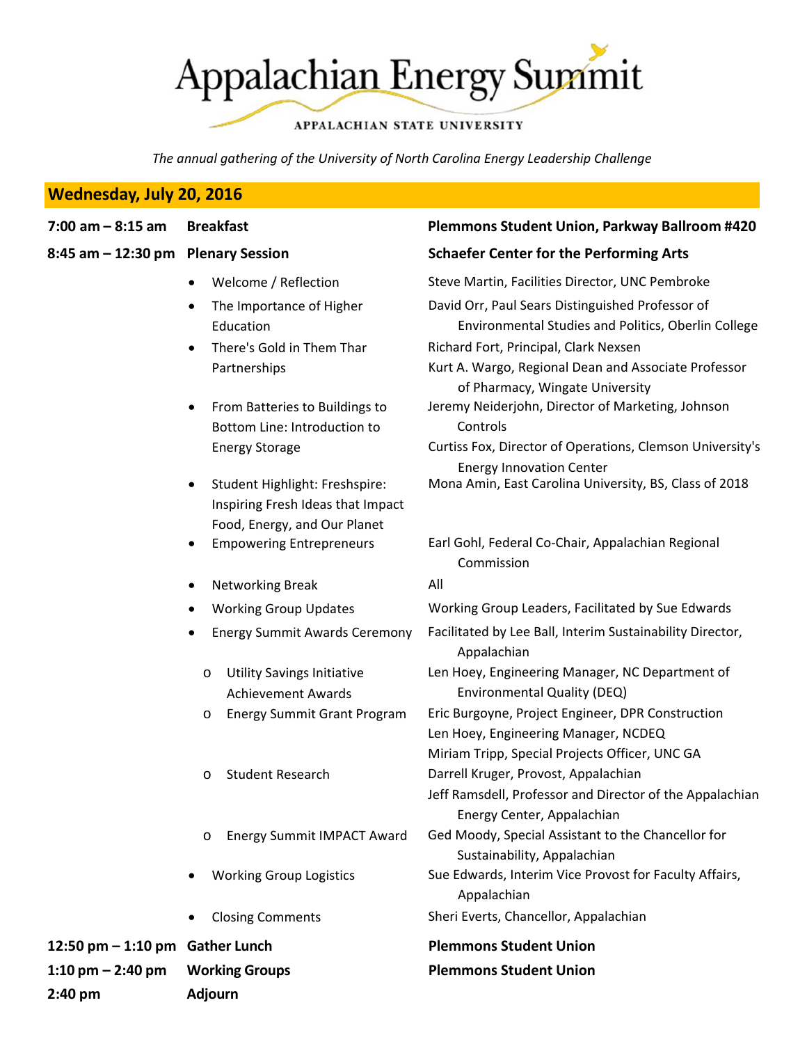# Appalachian Energy Summit

APPALACHIAN STATE UNIVERSITY

*The annual gathering of the University of North Carolina Energy Leadership Challenge*

## Wednesday, July 20, 2016

| Time | Event | Location / Speaker |
|---|---|---|
| **7:00 am – 8:15 am** | **Breakfast** | **Plemmons Student Union, Parkway Ballroom #420** |
| **8:45 am – 12:30 pm** | **Plenary Session** | **Schaefer Center for the Performing Arts** |
| | • Welcome / Reflection | Steve Martin, Facilities Director, UNC Pembroke |
| | • The Importance of Higher Education | David Orr, Paul Sears Distinguished Professor of Environmental Studies and Politics, Oberlin College |
| | • There's Gold in Them Thar Partnerships | Richard Fort, Principal, Clark Nexsen<br>Kurt A. Wargo, Regional Dean and Associate Professor of Pharmacy, Wingate University |
| | • From Batteries to Buildings to Bottom Line: Introduction to Energy Storage | Jeremy Neiderjohn, Director of Marketing, Johnson Controls<br>Curtiss Fox, Director of Operations, Clemson University's Energy Innovation Center |
| | • Student Highlight: Freshspire: Inspiring Fresh Ideas that Impact Food, Energy, and Our Planet | Mona Amin, East Carolina University, BS, Class of 2018 |
| | • Empowering Entrepreneurs | Earl Gohl, Federal Co-Chair, Appalachian Regional Commission |
| | • Networking Break | All |
| | • Working Group Updates | Working Group Leaders, Facilitated by Sue Edwards |
| | • Energy Summit Awards Ceremony | Facilitated by Lee Ball, Interim Sustainability Director, Appalachian |
| | o Utility Savings Initiative Achievement Awards | Len Hoey, Engineering Manager, NC Department of Environmental Quality (DEQ) |
| | o Energy Summit Grant Program | Eric Burgoyne, Project Engineer, DPR Construction<br>Len Hoey, Engineering Manager, NCDEQ<br>Miriam Tripp, Special Projects Officer, UNC GA |
| | o Student Research | Darrell Kruger, Provost, Appalachian<br>Jeff Ramsdell, Professor and Director of the Appalachian Energy Center, Appalachian |
| | o Energy Summit IMPACT Award | Ged Moody, Special Assistant to the Chancellor for Sustainability, Appalachian |
| | • Working Group Logistics | Sue Edwards, Interim Vice Provost for Faculty Affairs, Appalachian |
| | • Closing Comments | Sheri Everts, Chancellor, Appalachian |
| **12:50 pm – 1:10 pm** | **Gather Lunch** | **Plemmons Student Union** |
| **1:10 pm – 2:40 pm** | **Working Groups** | **Plemmons Student Union** |
| **2:40 pm** | **Adjourn** | |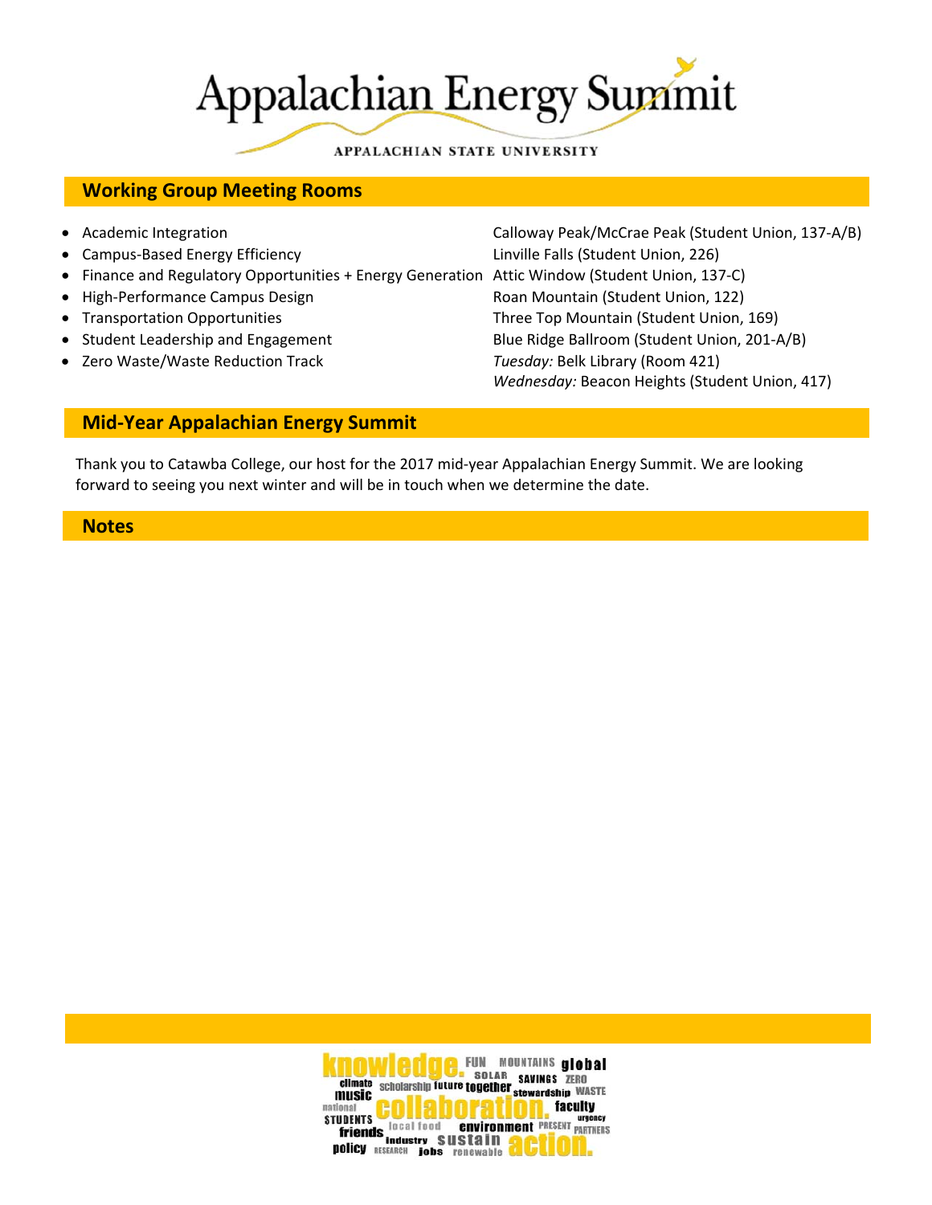# Appalachian Energy Summit

APPALACHIAN STATE UNIVERSITY

## Working Group Meeting Rooms

- Academic Integration — Calloway Peak/McCrae Peak (Student Union, 137-A/B)
- Campus-Based Energy Efficiency — Linville Falls (Student Union, 226)
- Finance and Regulatory Opportunities + Energy Generation — Attic Window (Student Union, 137-C)
- High-Performance Campus Design — Roan Mountain (Student Union, 122)
- Transportation Opportunities — Three Top Mountain (Student Union, 169)
- Student Leadership and Engagement — Blue Ridge Ballroom (Student Union, 201-A/B)
- Zero Waste/Waste Reduction Track — *Tuesday:* Belk Library (Room 421); *Wednesday:* Beacon Heights (Student Union, 417)

## Mid-Year Appalachian Energy Summit

Thank you to Catawba College, our host for the 2017 mid-year Appalachian Energy Summit. We are looking forward to seeing you next winter and will be in touch when we determine the date.

## Notes